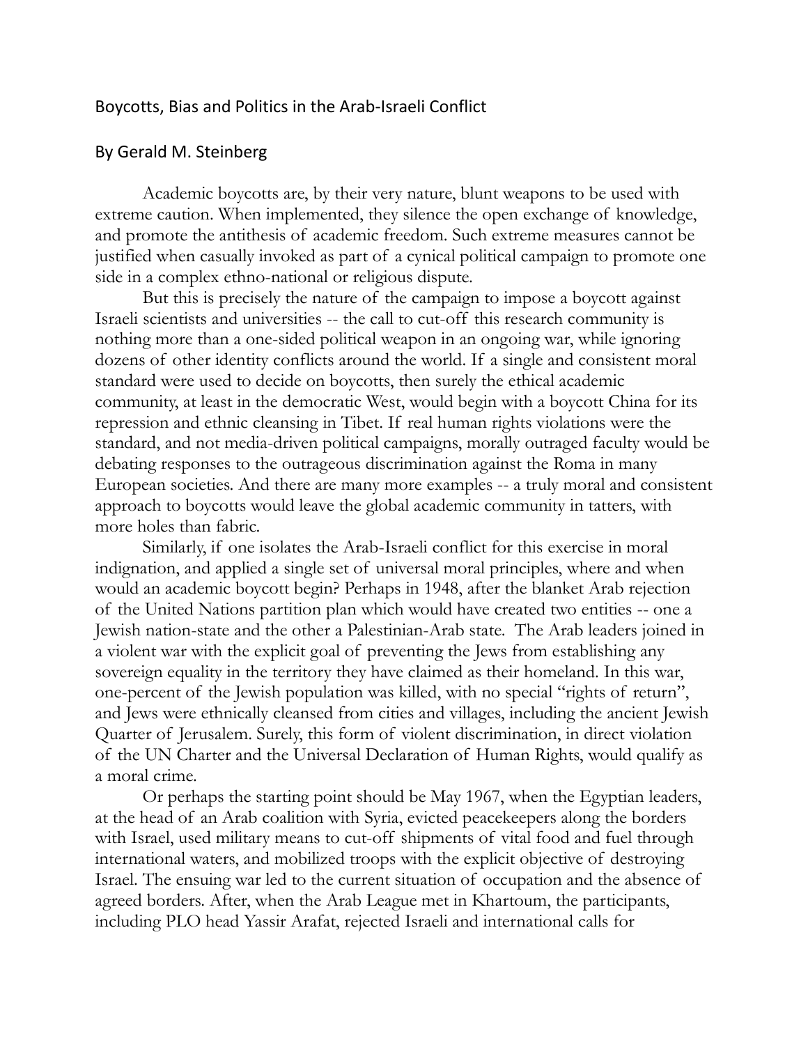# Boycotts, Bias and Politics in the Arab-Israeli Conflict

## By Gerald M. Steinberg

Academic boycotts are, by their very nature, blunt weapons to be used with extreme caution. When implemented, they silence the open exchange of knowledge, and promote the antithesis of academic freedom. Such extreme measures cannot be justified when casually invoked as part of a cynical political campaign to promote one side in a complex ethno-national or religious dispute.

But this is precisely the nature of the campaign to impose a boycott against Israeli scientists and universities -- the call to cut-off this research community is nothing more than a one-sided political weapon in an ongoing war, while ignoring dozens of other identity conflicts around the world. If a single and consistent moral standard were used to decide on boycotts, then surely the ethical academic community, at least in the democratic West, would begin with a boycott China for its repression and ethnic cleansing in Tibet. If real human rights violations were the standard, and not media-driven political campaigns, morally outraged faculty would be debating responses to the outrageous discrimination against the Roma in many European societies. And there are many more examples -- a truly moral and consistent approach to boycotts would leave the global academic community in tatters, with more holes than fabric.

Similarly, if one isolates the Arab-Israeli conflict for this exercise in moral indignation, and applied a single set of universal moral principles, where and when would an academic boycott begin? Perhaps in 1948, after the blanket Arab rejection of the United Nations partition plan which would have created two entities -- one a Jewish nation-state and the other a Palestinian-Arab state. The Arab leaders joined in a violent war with the explicit goal of preventing the Jews from establishing any sovereign equality in the territory they have claimed as their homeland. In this war, one-percent of the Jewish population was killed, with no special "rights of return", and Jews were ethnically cleansed from cities and villages, including the ancient Jewish Quarter of Jerusalem. Surely, this form of violent discrimination, in direct violation of the UN Charter and the Universal Declaration of Human Rights, would qualify as a moral crime.

Or perhaps the starting point should be May 1967, when the Egyptian leaders, at the head of an Arab coalition with Syria, evicted peacekeepers along the borders with Israel, used military means to cut-off shipments of vital food and fuel through international waters, and mobilized troops with the explicit objective of destroying Israel. The ensuing war led to the current situation of occupation and the absence of agreed borders. After, when the Arab League met in Khartoum, the participants, including PLO head Yassir Arafat, rejected Israeli and international calls for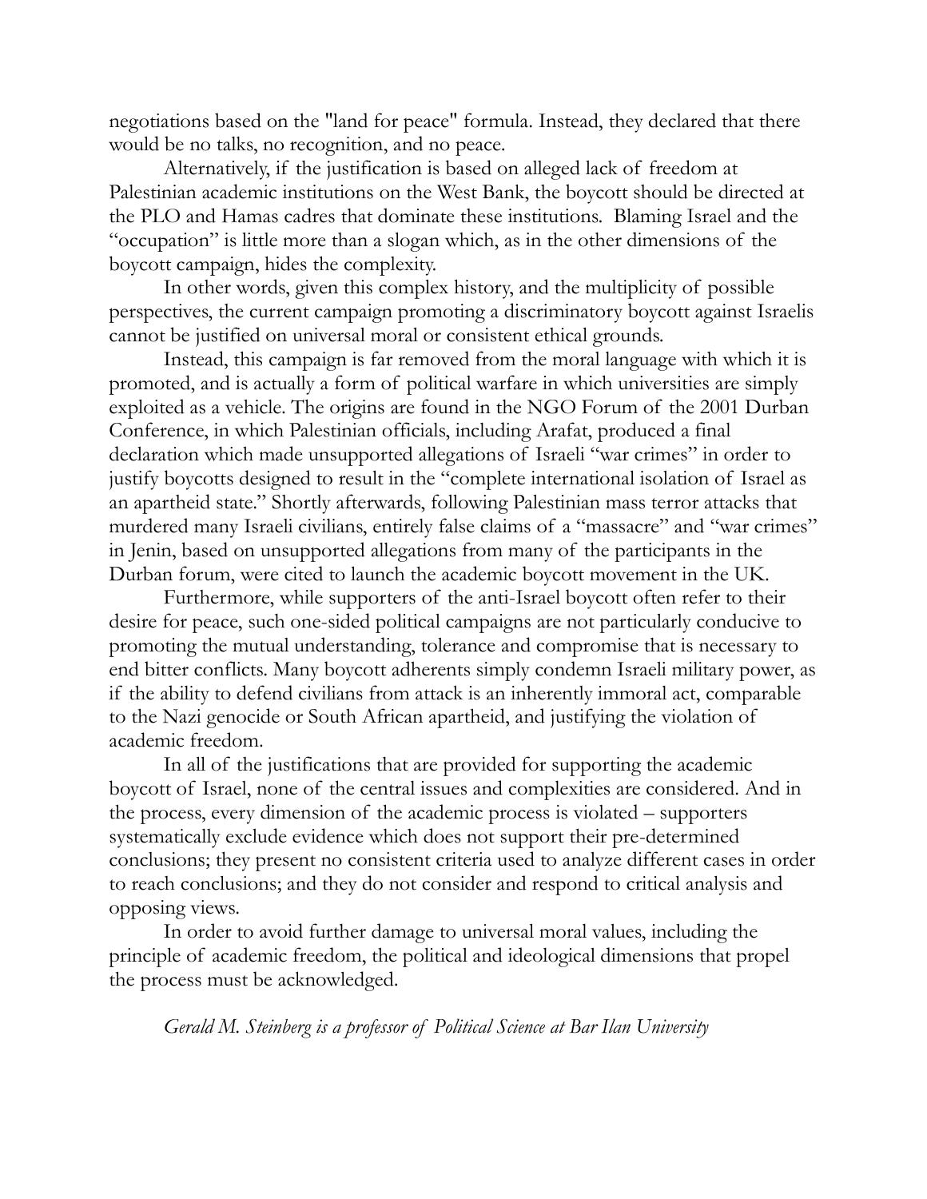negotiations based on the "land for peace" formula. Instead, they declared that there would be no talks, no recognition, and no peace.

Alternatively, if the justification is based on alleged lack of freedom at Palestinian academic institutions on the West Bank, the boycott should be directed at the PLO and Hamas cadres that dominate these institutions. Blaming Israel and the "occupation" is little more than a slogan which, as in the other dimensions of the boycott campaign, hides the complexity.

In other words, given this complex history, and the multiplicity of possible perspectives, the current campaign promoting a discriminatory boycott against Israelis cannot be justified on universal moral or consistent ethical grounds.

Instead, this campaign is far removed from the moral language with which it is promoted, and is actually a form of political warfare in which universities are simply exploited as a vehicle. The origins are found in the NGO Forum of the 2001 Durban Conference, in which Palestinian officials, including Arafat, produced a final declaration which made unsupported allegations of Israeli "war crimes" in order to justify boycotts designed to result in the "complete international isolation of Israel as an apartheid state." Shortly afterwards, following Palestinian mass terror attacks that murdered many Israeli civilians, entirely false claims of a "massacre" and "war crimes" in Jenin, based on unsupported allegations from many of the participants in the Durban forum, were cited to launch the academic boycott movement in the UK.

Furthermore, while supporters of the anti-Israel boycott often refer to their desire for peace, such one-sided political campaigns are not particularly conducive to promoting the mutual understanding, tolerance and compromise that is necessary to end bitter conflicts. Many boycott adherents simply condemn Israeli military power, as if the ability to defend civilians from attack is an inherently immoral act, comparable to the Nazi genocide or South African apartheid, and justifying the violation of academic freedom.

In all of the justifications that are provided for supporting the academic boycott of Israel, none of the central issues and complexities are considered. And in the process, every dimension of the academic process is violated – supporters systematically exclude evidence which does not support their pre-determined conclusions; they present no consistent criteria used to analyze different cases in order to reach conclusions; and they do not consider and respond to critical analysis and opposing views.

In order to avoid further damage to universal moral values, including the principle of academic freedom, the political and ideological dimensions that propel the process must be acknowledged.

*Gerald M. Steinberg is a professor of Political Science at Bar Ilan University*